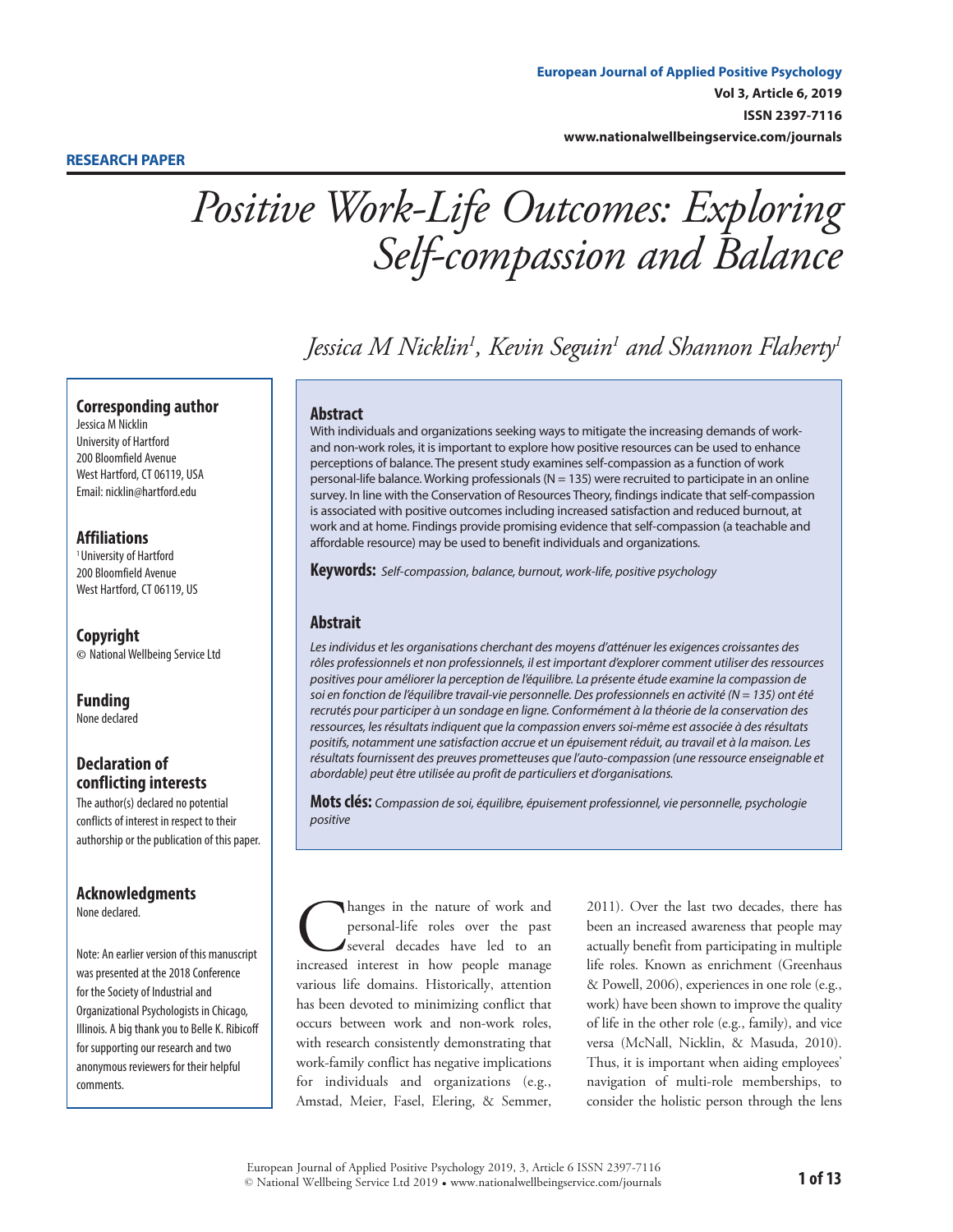**RESEARCH PAPER**

# *Positive Work-Life Outcomes: Exploring Self-compassion and Balance*

*Jessica M Nicklin[1], Kevin Seguin[1] and Shannon Flaherty[1]*

### Corresponding author

Jessica M Nicklin
University of Hartford
200 Bloomfield Avenue
West Hartford, CT 06119, USA
Email: nicklin@hartford.edu

### Affiliations

[1] University of Hartford
200 Bloomfield Avenue
West Hartford, CT 06119, US

### Copyright

© National Wellbeing Service Ltd

### Funding

None declared

### Declaration of conflicting interests

The author(s) declared no potential conflicts of interest in respect to their authorship or the publication of this paper.

### Acknowledgments

None declared.

Note: An earlier version of this manuscript was presented at the 2018 Conference for the Society of Industrial and Organizational Psychologists in Chicago, Illinois. A big thank you to Belle K. Ribicoff for supporting our research and two anonymous reviewers for their helpful comments.

## Abstract

With individuals and organizations seeking ways to mitigate the increasing demands of work- and non-work roles, it is important to explore how positive resources can be used to enhance perceptions of balance. The present study examines self-compassion as a function of work personal-life balance. Working professionals (N = 135) were recruited to participate in an online survey. In line with the Conservation of Resources Theory, findings indicate that self-compassion is associated with positive outcomes including increased satisfaction and reduced burnout, at work and at home. Findings provide promising evidence that self-compassion (a teachable and affordable resource) may be used to benefit individuals and organizations.

**Keywords:** *Self-compassion, balance, burnout, work-life, positive psychology*

## Abstrait

*Les individus et les organisations cherchant des moyens d'atténuer les exigences croissantes des rôles professionnels et non professionnels, il est important d'explorer comment utiliser des ressources positives pour améliorer la perception de l'équilibre. La présente étude examine la compassion de soi en fonction de l'équilibre travail-vie personnelle. Des professionnels en activité (N = 135) ont été recrutés pour participer à un sondage en ligne. Conformément à la théorie de la conservation des ressources, les résultats indiquent que la compassion envers soi-même est associée à des résultats positifs, notamment une satisfaction accrue et un épuisement réduit, au travail et à la maison. Les résultats fournissent des preuves prometteuses que l'auto-compassion (une ressource enseignable et abordable) peut être utilisée au profit de particuliers et d'organisations.*

**Mots clés:** *Compassion de soi, équilibre, épuisement professionnel, vie personnelle, psychologie positive*

Changes in the nature of work and personal-life roles over the past several decades have led to an increased interest in how people manage various life domains. Historically, attention has been devoted to minimizing conflict that occurs between work and non-work roles, with research consistently demonstrating that work-family conflict has negative implications for individuals and organizations (e.g., Amstad, Meier, Fasel, Elering, & Semmer, 2011). Over the last two decades, there has been an increased awareness that people may actually benefit from participating in multiple life roles. Known as enrichment (Greenhaus & Powell, 2006), experiences in one role (e.g., work) have been shown to improve the quality of life in the other role (e.g., family), and vice versa (McNall, Nicklin, & Masuda, 2010). Thus, it is important when aiding employees' navigation of multi-role memberships, to consider the holistic person through the lens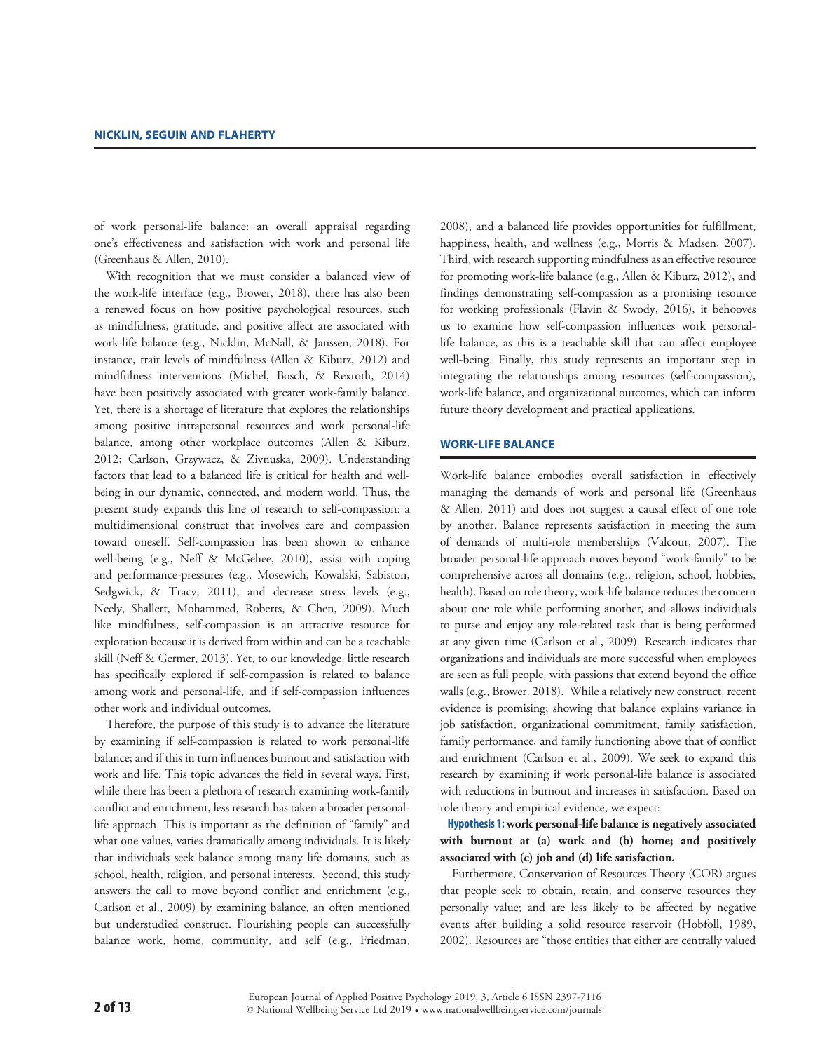of work personal-life balance: an overall appraisal regarding one's effectiveness and satisfaction with work and personal life (Greenhaus & Allen, 2010).

With recognition that we must consider a balanced view of the work-life interface (e.g., Brower, 2018), there has also been a renewed focus on how positive psychological resources, such as mindfulness, gratitude, and positive affect are associated with work-life balance (e.g., Nicklin, McNall, & Janssen, 2018). For instance, trait levels of mindfulness (Allen & Kiburz, 2012) and mindfulness interventions (Michel, Bosch, & Rexroth, 2014) have been positively associated with greater work-family balance. Yet, there is a shortage of literature that explores the relationships among positive intrapersonal resources and work personal-life balance, among other workplace outcomes (Allen & Kiburz, 2012; Carlson, Grzywacz, & Zivnuska, 2009). Understanding factors that lead to a balanced life is critical for health and well-being in our dynamic, connected, and modern world. Thus, the present study expands this line of research to self-compassion: a multidimensional construct that involves care and compassion toward oneself. Self-compassion has been shown to enhance well-being (e.g., Neff & McGehee, 2010), assist with coping and performance-pressures (e.g., Mosewich, Kowalski, Sabiston, Sedgwick, & Tracy, 2011), and decrease stress levels (e.g., Neely, Shallert, Mohammed, Roberts, & Chen, 2009). Much like mindfulness, self-compassion is an attractive resource for exploration because it is derived from within and can be a teachable skill (Neff & Germer, 2013). Yet, to our knowledge, little research has specifically explored if self-compassion is related to balance among work and personal-life, and if self-compassion influences other work and individual outcomes.

Therefore, the purpose of this study is to advance the literature by examining if self-compassion is related to work personal-life balance; and if this in turn influences burnout and satisfaction with work and life. This topic advances the field in several ways. First, while there has been a plethora of research examining work-family conflict and enrichment, less research has taken a broader personal-life approach. This is important as the definition of "family" and what one values, varies dramatically among individuals. It is likely that individuals seek balance among many life domains, such as school, health, religion, and personal interests. Second, this study answers the call to move beyond conflict and enrichment (e.g., Carlson et al., 2009) by examining balance, an often mentioned but understudied construct. Flourishing people can successfully balance work, home, community, and self (e.g., Friedman, 2008), and a balanced life provides opportunities for fulfillment, happiness, health, and wellness (e.g., Morris & Madsen, 2007). Third, with research supporting mindfulness as an effective resource for promoting work-life balance (e.g., Allen & Kiburz, 2012), and findings demonstrating self-compassion as a promising resource for working professionals (Flavin & Swody, 2016), it behooves us to examine how self-compassion influences work personal-life balance, as this is a teachable skill that can affect employee well-being. Finally, this study represents an important step in integrating the relationships among resources (self-compassion), work-life balance, and organizational outcomes, which can inform future theory development and practical applications.

## WORK-LIFE BALANCE

Work-life balance embodies overall satisfaction in effectively managing the demands of work and personal life (Greenhaus & Allen, 2011) and does not suggest a causal effect of one role by another. Balance represents satisfaction in meeting the sum of demands of multi-role memberships (Valcour, 2007). The broader personal-life approach moves beyond "work-family" to be comprehensive across all domains (e.g., religion, school, hobbies, health). Based on role theory, work-life balance reduces the concern about one role while performing another, and allows individuals to purse and enjoy any role-related task that is being performed at any given time (Carlson et al., 2009). Research indicates that organizations and individuals are more successful when employees are seen as full people, with passions that extend beyond the office walls (e.g., Brower, 2018). While a relatively new construct, recent evidence is promising; showing that balance explains variance in job satisfaction, organizational commitment, family satisfaction, family performance, and family functioning above that of conflict and enrichment (Carlson et al., 2009). We seek to expand this research by examining if work personal-life balance is associated with reductions in burnout and increases in satisfaction. Based on role theory and empirical evidence, we expect:

**Hypothesis 1: work personal-life balance is negatively associated with burnout at (a) work and (b) home; and positively associated with (c) job and (d) life satisfaction.**

Furthermore, Conservation of Resources Theory (COR) argues that people seek to obtain, retain, and conserve resources they personally value; and are less likely to be affected by negative events after building a solid resource reservoir (Hobfoll, 1989, 2002). Resources are "those entities that either are centrally valued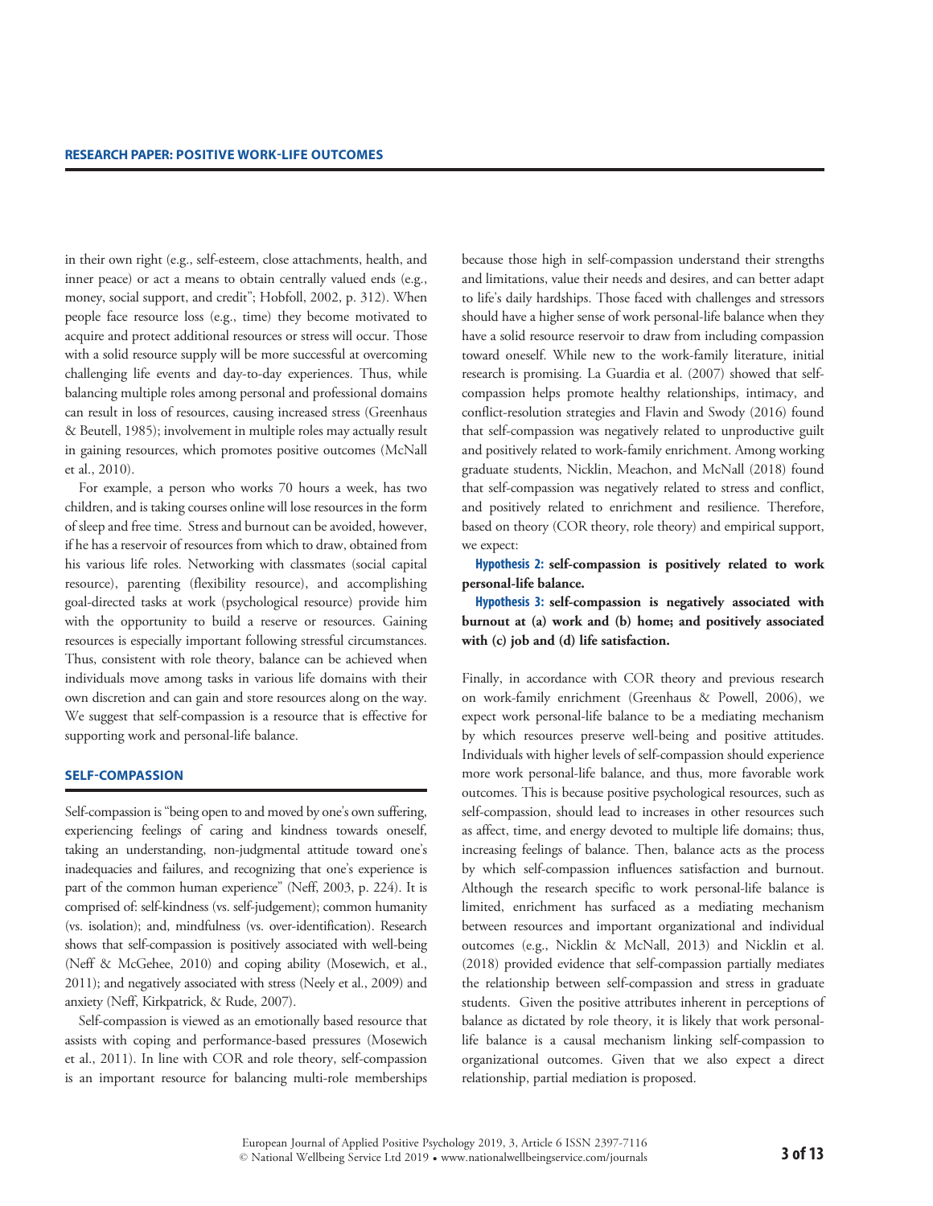in their own right (e.g., self-esteem, close attachments, health, and inner peace) or act a means to obtain centrally valued ends (e.g., money, social support, and credit"; Hobfoll, 2002, p. 312). When people face resource loss (e.g., time) they become motivated to acquire and protect additional resources or stress will occur. Those with a solid resource supply will be more successful at overcoming challenging life events and day-to-day experiences. Thus, while balancing multiple roles among personal and professional domains can result in loss of resources, causing increased stress (Greenhaus & Beutell, 1985); involvement in multiple roles may actually result in gaining resources, which promotes positive outcomes (McNall et al., 2010).

For example, a person who works 70 hours a week, has two children, and is taking courses online will lose resources in the form of sleep and free time. Stress and burnout can be avoided, however, if he has a reservoir of resources from which to draw, obtained from his various life roles. Networking with classmates (social capital resource), parenting (flexibility resource), and accomplishing goal-directed tasks at work (psychological resource) provide him with the opportunity to build a reserve or resources. Gaining resources is especially important following stressful circumstances. Thus, consistent with role theory, balance can be achieved when individuals move among tasks in various life domains with their own discretion and can gain and store resources along on the way. We suggest that self-compassion is a resource that is effective for supporting work and personal-life balance.

## SELF-COMPASSION

Self-compassion is "being open to and moved by one's own suffering, experiencing feelings of caring and kindness towards oneself, taking an understanding, non-judgmental attitude toward one's inadequacies and failures, and recognizing that one's experience is part of the common human experience" (Neff, 2003, p. 224). It is comprised of: self-kindness (vs. self-judgement); common humanity (vs. isolation); and, mindfulness (vs. over-identification). Research shows that self-compassion is positively associated with well-being (Neff & McGehee, 2010) and coping ability (Mosewich, et al., 2011); and negatively associated with stress (Neely et al., 2009) and anxiety (Neff, Kirkpatrick, & Rude, 2007).

Self-compassion is viewed as an emotionally based resource that assists with coping and performance-based pressures (Mosewich et al., 2011). In line with COR and role theory, self-compassion is an important resource for balancing multi-role memberships because those high in self-compassion understand their strengths and limitations, value their needs and desires, and can better adapt to life's daily hardships. Those faced with challenges and stressors should have a higher sense of work personal-life balance when they have a solid resource reservoir to draw from including compassion toward oneself. While new to the work-family literature, initial research is promising. La Guardia et al. (2007) showed that self-compassion helps promote healthy relationships, intimacy, and conflict-resolution strategies and Flavin and Swody (2016) found that self-compassion was negatively related to unproductive guilt and positively related to work-family enrichment. Among working graduate students, Nicklin, Meachon, and McNall (2018) found that self-compassion was negatively related to stress and conflict, and positively related to enrichment and resilience. Therefore, based on theory (COR theory, role theory) and empirical support, we expect:

**Hypothesis 2: self-compassion is positively related to work personal-life balance.**

**Hypothesis 3: self-compassion is negatively associated with burnout at (a) work and (b) home; and positively associated with (c) job and (d) life satisfaction.**

Finally, in accordance with COR theory and previous research on work-family enrichment (Greenhaus & Powell, 2006), we expect work personal-life balance to be a mediating mechanism by which resources preserve well-being and positive attitudes. Individuals with higher levels of self-compassion should experience more work personal-life balance, and thus, more favorable work outcomes. This is because positive psychological resources, such as self-compassion, should lead to increases in other resources such as affect, time, and energy devoted to multiple life domains; thus, increasing feelings of balance. Then, balance acts as the process by which self-compassion influences satisfaction and burnout. Although the research specific to work personal-life balance is limited, enrichment has surfaced as a mediating mechanism between resources and important organizational and individual outcomes (e.g., Nicklin & McNall, 2013) and Nicklin et al. (2018) provided evidence that self-compassion partially mediates the relationship between self-compassion and stress in graduate students. Given the positive attributes inherent in perceptions of balance as dictated by role theory, it is likely that work personal-life balance is a causal mechanism linking self-compassion to organizational outcomes. Given that we also expect a direct relationship, partial mediation is proposed.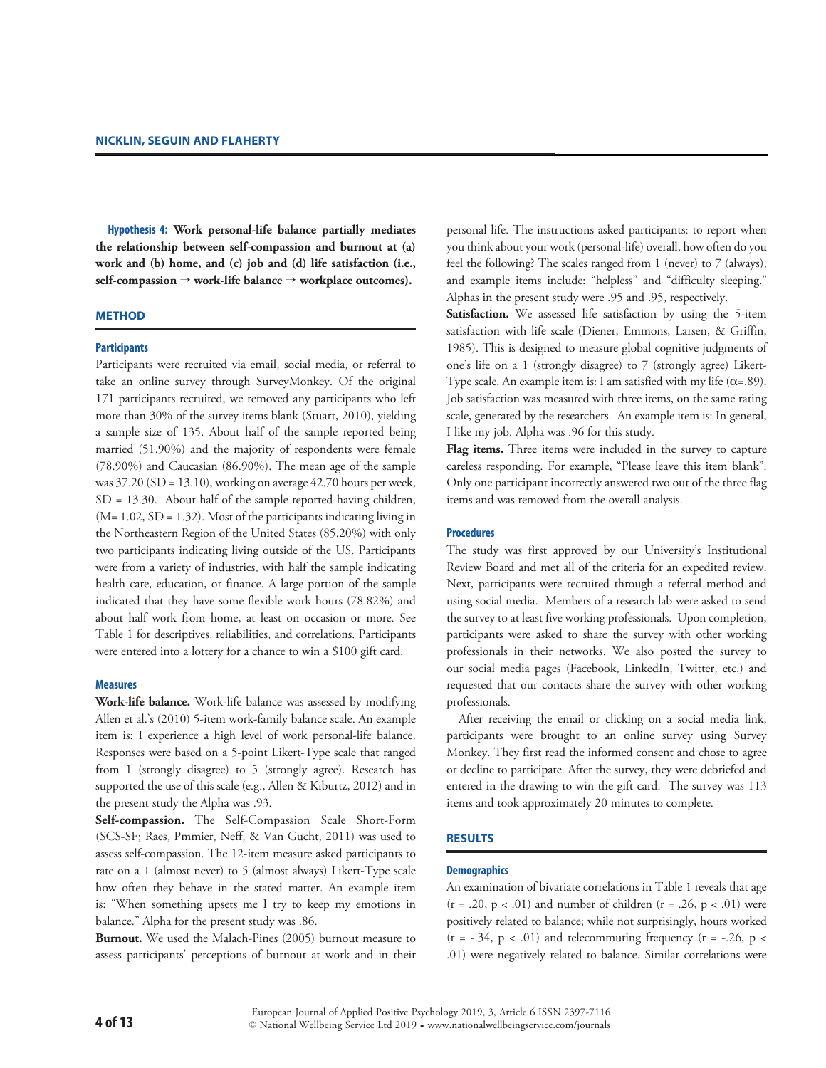**Hypothesis 4: Work personal-life balance partially mediates the relationship between self-compassion and burnout at (a) work and (b) home, and (c) job and (d) life satisfaction (i.e., self-compassion → work-life balance → workplace outcomes).**

## METHOD

### Participants

Participants were recruited via email, social media, or referral to take an online survey through SurveyMonkey. Of the original 171 participants recruited, we removed any participants who left more than 30% of the survey items blank (Stuart, 2010), yielding a sample size of 135. About half of the sample reported being married (51.90%) and the majority of respondents were female (78.90%) and Caucasian (86.90%). The mean age of the sample was 37.20 (SD = 13.10), working on average 42.70 hours per week, SD = 13.30. About half of the sample reported having children, (M= 1.02, SD = 1.32). Most of the participants indicating living in the Northeastern Region of the United States (85.20%) with only two participants indicating living outside of the US. Participants were from a variety of industries, with half the sample indicating health care, education, or finance. A large portion of the sample indicated that they have some flexible work hours (78.82%) and about half work from home, at least on occasion or more. See Table 1 for descriptives, reliabilities, and correlations. Participants were entered into a lottery for a chance to win a $100 gift card.

### Measures

**Work-life balance.** Work-life balance was assessed by modifying Allen et al.'s (2010) 5-item work-family balance scale. An example item is: I experience a high level of work personal-life balance. Responses were based on a 5-point Likert-Type scale that ranged from 1 (strongly disagree) to 5 (strongly agree). Research has supported the use of this scale (e.g., Allen & Kiburtz, 2012) and in the present study the Alpha was .93.

**Self-compassion.** The Self-Compassion Scale Short-Form (SCS-SF; Raes, Pmmier, Neff, & Van Gucht, 2011) was used to assess self-compassion. The 12-item measure asked participants to rate on a 1 (almost never) to 5 (almost always) Likert-Type scale how often they behave in the stated matter. An example item is: "When something upsets me I try to keep my emotions in balance." Alpha for the present study was .86.

**Burnout.** We used the Malach-Pines (2005) burnout measure to assess participants' perceptions of burnout at work and in their personal life. The instructions asked participants: to report when you think about your work (personal-life) overall, how often do you feel the following? The scales ranged from 1 (never) to 7 (always), and example items include: "helpless" and "difficulty sleeping." Alphas in the present study were .95 and .95, respectively.

**Satisfaction.** We assessed life satisfaction by using the 5-item satisfaction with life scale (Diener, Emmons, Larsen, & Griffin, 1985). This is designed to measure global cognitive judgments of one's life on a 1 (strongly disagree) to 7 (strongly agree) Likert-Type scale. An example item is: I am satisfied with my life ($\alpha$=.89). Job satisfaction was measured with three items, on the same rating scale, generated by the researchers. An example item is: In general, I like my job. Alpha was .96 for this study.

**Flag items.** Three items were included in the survey to capture careless responding. For example, "Please leave this item blank". Only one participant incorrectly answered two out of the three flag items and was removed from the overall analysis.

### Procedures

The study was first approved by our University's Institutional Review Board and met all of the criteria for an expedited review. Next, participants were recruited through a referral method and using social media. Members of a research lab were asked to send the survey to at least five working professionals. Upon completion, participants were asked to share the survey with other working professionals in their networks. We also posted the survey to our social media pages (Facebook, LinkedIn, Twitter, etc.) and requested that our contacts share the survey with other working professionals.

After receiving the email or clicking on a social media link, participants were brought to an online survey using Survey Monkey. They first read the informed consent and chose to agree or decline to participate. After the survey, they were debriefed and entered in the drawing to win the gift card. The survey was 113 items and took approximately 20 minutes to complete.

## RESULTS

### Demographics

An examination of bivariate correlations in Table 1 reveals that age ($r = .20$, $p < .01$) and number of children ($r = .26$, $p < .01$) were positively related to balance; while not surprisingly, hours worked ($r = -.34$, $p < .01$) and telecommuting frequency ($r = -.26$, $p < .01$) were negatively related to balance. Similar correlations were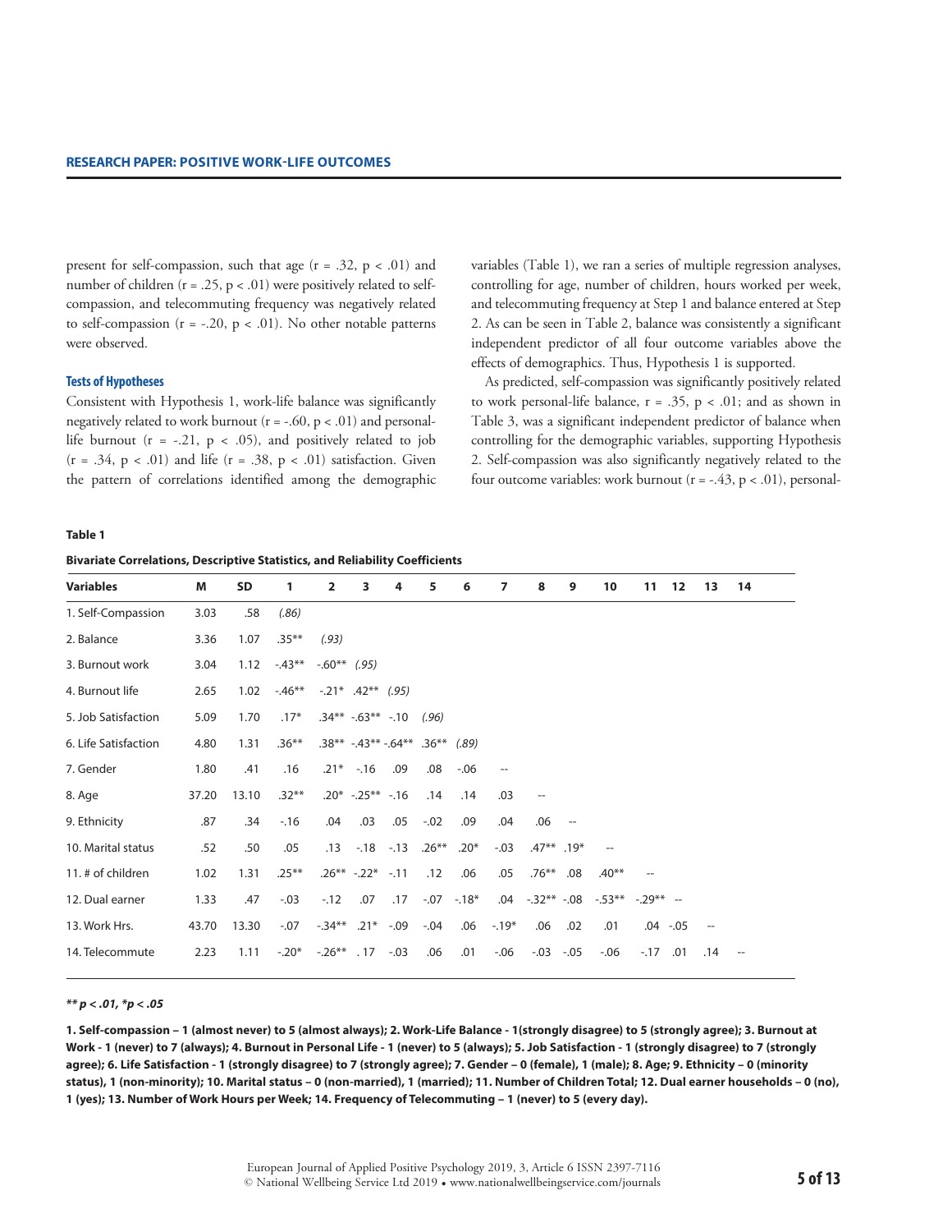present for self-compassion, such that age ($r = .32$, $p < .01$) and number of children ($r = .25$, $p < .01$) were positively related to self-compassion, and telecommuting frequency was negatively related to self-compassion ($r = -.20$, $p < .01$). No other notable patterns were observed.

### Tests of Hypotheses

Consistent with Hypothesis 1, work-life balance was significantly negatively related to work burnout ($r = -.60$, $p < .01$) and personal-life burnout ($r = -.21$, $p < .05$), and positively related to job ($r = .34$, $p < .01$) and life ($r = .38$, $p < .01$) satisfaction. Given the pattern of correlations identified among the demographic variables (Table 1), we ran a series of multiple regression analyses, controlling for age, number of children, hours worked per week, and telecommuting frequency at Step 1 and balance entered at Step 2. As can be seen in Table 2, balance was consistently a significant independent predictor of all four outcome variables above the effects of demographics. Thus, Hypothesis 1 is supported.

As predicted, self-compassion was significantly positively related to work personal-life balance, $r = .35$, $p < .01$; and as shown in Table 3, was a significant independent predictor of balance when controlling for the demographic variables, supporting Hypothesis 2. Self-compassion was also significantly negatively related to the four outcome variables: work burnout ($r = -.43$, $p < .01$), personal-

**Table 1**

**Bivariate Correlations, Descriptive Statistics, and Reliability Coefficients**

| Variables | M | SD | 1 | 2 | 3 | 4 | 5 | 6 | 7 | 8 | 9 | 10 | 11 | 12 | 13 | 14 |
|---|---|---|---|---|---|---|---|---|---|---|---|---|---|---|---|---|
| 1. Self-Compassion | 3.03 | .58 | *(.86)* | | | | | | | | | | | | | |
| 2. Balance | 3.36 | 1.07 | .35** | *(.93)* | | | | | | | | | | | | |
| 3. Burnout work | 3.04 | 1.12 | -.43** | -.60** | *(.95)* | | | | | | | | | | | |
| 4. Burnout life | 2.65 | 1.02 | -.46** | -.21* | .42** | *(.95)* | | | | | | | | | | |
| 5. Job Satisfaction | 5.09 | 1.70 | .17* | .34** | -.63** | -.10 | *(.96)* | | | | | | | | | |
| 6. Life Satisfaction | 4.80 | 1.31 | .36** | .38** | -.43** | -.64** | .36** | *(.89)* | | | | | | | | |
| 7. Gender | 1.80 | .41 | .16 | .21* | -.16 | .09 | .08 | -.06 | -- | | | | | | | |
| 8. Age | 37.20 | 13.10 | .32** | .20* | -.25** | -.16 | .14 | .14 | .03 | -- | | | | | | |
| 9. Ethnicity | .87 | .34 | -.16 | .04 | .03 | .05 | -.02 | .09 | .04 | .06 | -- | | | | | |
| 10. Marital status | .52 | .50 | .05 | .13 | -.18 | -.13 | .26** | .20* | -.03 | .47** | .19* | -- | | | | |
| 11. # of children | 1.02 | 1.31 | .25** | .26** | -.22* | -.11 | .12 | .06 | .05 | .76** | .08 | .40** | -- | | | |
| 12. Dual earner | 1.33 | .47 | -.03 | -.12 | .07 | .17 | -.07 | -.18* | .04 | -.32** | -.08 | -.53** | -.29** | -- | | |
| 13. Work Hrs. | 43.70 | 13.30 | -.07 | -.34** | .21* | -.09 | -.04 | .06 | -.19* | .06 | .02 | .01 | .04 | -.05 | -- | |
| 14. Telecommute | 2.23 | 1.11 | -.20* | -.26** | .17 | -.03 | .06 | .01 | -.06 | -.03 | -.05 | -.06 | -.17 | .01 | .14 | -- |

***\*\* p < .01, \*p < .05***

**1. Self-compassion – 1 (almost never) to 5 (almost always); 2. Work-Life Balance - 1(strongly disagree) to 5 (strongly agree); 3. Burnout at Work - 1 (never) to 7 (always); 4. Burnout in Personal Life - 1 (never) to 5 (always); 5. Job Satisfaction - 1 (strongly disagree) to 7 (strongly agree); 6. Life Satisfaction - 1 (strongly disagree) to 7 (strongly agree); 7. Gender – 0 (female), 1 (male); 8. Age; 9. Ethnicity – 0 (minority status), 1 (non-minority); 10. Marital status – 0 (non-married), 1 (married); 11. Number of Children Total; 12. Dual earner households – 0 (no), 1 (yes); 13. Number of Work Hours per Week; 14. Frequency of Telecommuting – 1 (never) to 5 (every day).**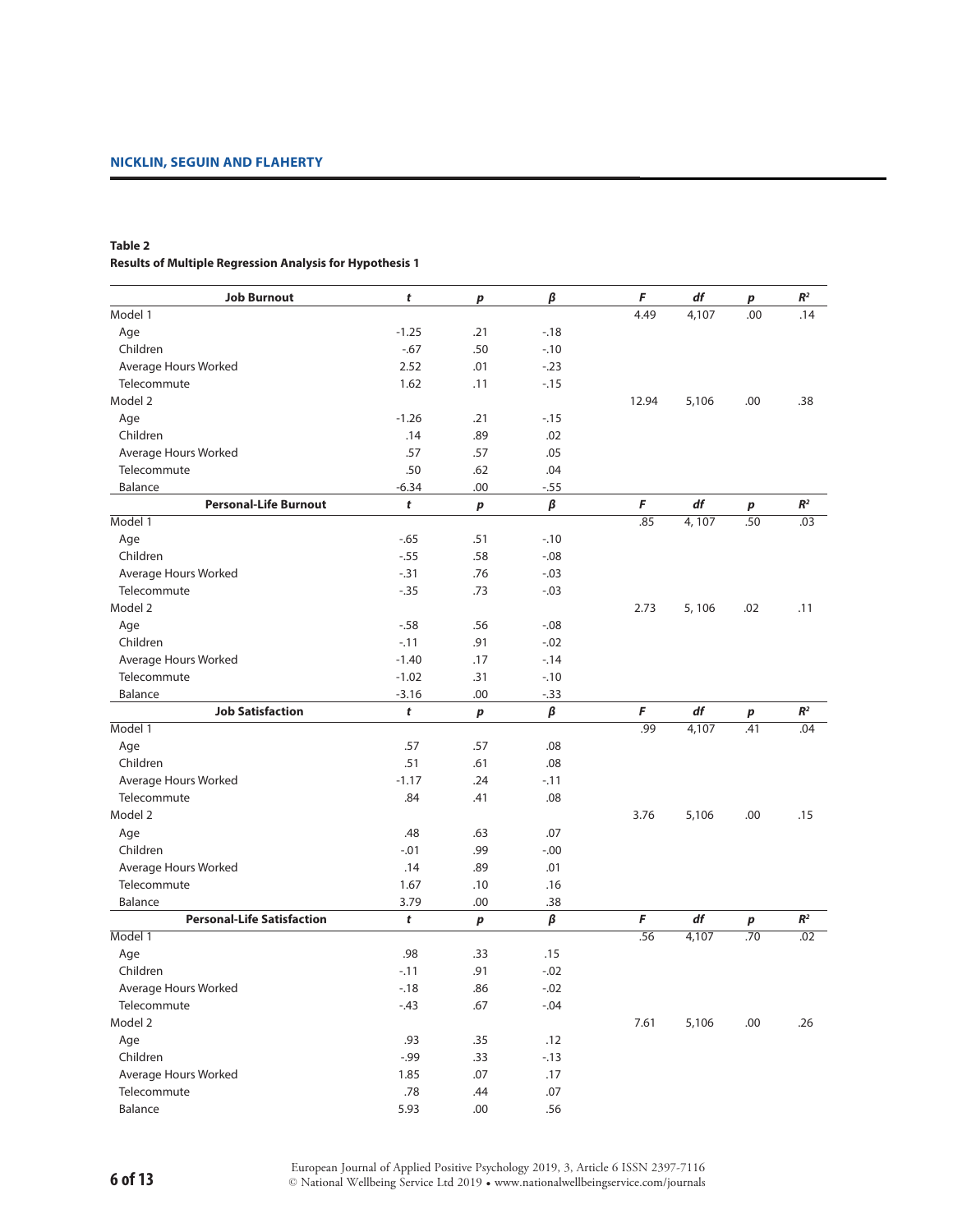**Table 2**
**Results of Multiple Regression Analysis for Hypothesis 1**

| **Job Burnout** | ***t*** | ***p*** | ***β*** | ***F*** | ***df*** | ***p*** | ***R²*** |
|---|---|---|---|---|---|---|---|
| Model 1 | | | | 4.49 | 4,107 | .00 | .14 |
| Age | -1.25 | .21 | -.18 | | | | |
| Children | -.67 | .50 | -.10 | | | | |
| Average Hours Worked | 2.52 | .01 | -.23 | | | | |
| Telecommute | 1.62 | .11 | -.15 | | | | |
| Model 2 | | | | 12.94 | 5,106 | .00 | .38 |
| Age | -1.26 | .21 | -.15 | | | | |
| Children | .14 | .89 | .02 | | | | |
| Average Hours Worked | .57 | .57 | .05 | | | | |
| Telecommute | .50 | .62 | .04 | | | | |
| Balance | -6.34 | .00 | -.55 | | | | |
| **Personal-Life Burnout** | ***t*** | ***p*** | ***β*** | ***F*** | ***df*** | ***p*** | ***R²*** |
| Model 1 | | | | .85 | 4, 107 | .50 | .03 |
| Age | -.65 | .51 | -.10 | | | | |
| Children | -.55 | .58 | -.08 | | | | |
| Average Hours Worked | -.31 | .76 | -.03 | | | | |
| Telecommute | -.35 | .73 | -.03 | | | | |
| Model 2 | | | | 2.73 | 5, 106 | .02 | .11 |
| Age | -.58 | .56 | -.08 | | | | |
| Children | -.11 | .91 | -.02 | | | | |
| Average Hours Worked | -1.40 | .17 | -.14 | | | | |
| Telecommute | -1.02 | .31 | -.10 | | | | |
| Balance | -3.16 | .00 | -.33 | | | | |
| **Job Satisfaction** | ***t*** | ***p*** | ***β*** | ***F*** | ***df*** | ***p*** | ***R²*** |
| Model 1 | | | | .99 | 4,107 | .41 | .04 |
| Age | .57 | .57 | .08 | | | | |
| Children | .51 | .61 | .08 | | | | |
| Average Hours Worked | -1.17 | .24 | -.11 | | | | |
| Telecommute | .84 | .41 | .08 | | | | |
| Model 2 | | | | 3.76 | 5,106 | .00 | .15 |
| Age | .48 | .63 | .07 | | | | |
| Children | -.01 | .99 | -.00 | | | | |
| Average Hours Worked | .14 | .89 | .01 | | | | |
| Telecommute | 1.67 | .10 | .16 | | | | |
| Balance | 3.79 | .00 | .38 | | | | |
| **Personal-Life Satisfaction** | ***t*** | ***p*** | ***β*** | ***F*** | ***df*** | ***p*** | ***R²*** |
| Model 1 | | | | .56 | 4,107 | .70 | .02 |
| Age | .98 | .33 | .15 | | | | |
| Children | -.11 | .91 | -.02 | | | | |
| Average Hours Worked | -.18 | .86 | -.02 | | | | |
| Telecommute | -.43 | .67 | -.04 | | | | |
| Model 2 | | | | 7.61 | 5,106 | .00 | .26 |
| Age | .93 | .35 | .12 | | | | |
| Children | -.99 | .33 | -.13 | | | | |
| Average Hours Worked | 1.85 | .07 | .17 | | | | |
| Telecommute | .78 | .44 | .07 | | | | |
| Balance | 5.93 | .00 | .56 | | | | |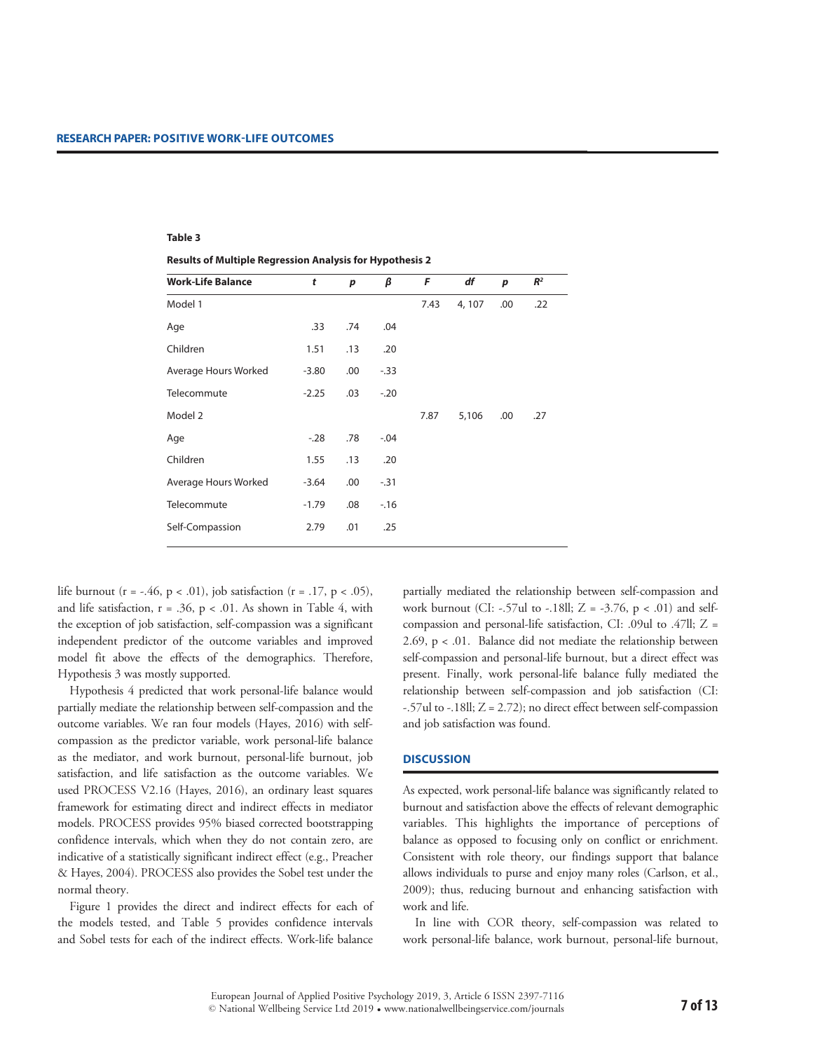**Table 3**

**Results of Multiple Regression Analysis for Hypothesis 2**

| Work-Life Balance | *t* | *p* | *β* | *F* | *df* | *p* | $R^2$ |
|---|---|---|---|---|---|---|---|
| Model 1 | | | | 7.43 | 4, 107 | .00 | .22 |
| Age | .33 | .74 | .04 | | | | |
| Children | 1.51 | .13 | .20 | | | | |
| Average Hours Worked | -3.80 | .00 | -.33 | | | | |
| Telecommute | -2.25 | .03 | -.20 | | | | |
| Model 2 | | | | 7.87 | 5,106 | .00 | .27 |
| Age | -.28 | .78 | -.04 | | | | |
| Children | 1.55 | .13 | .20 | | | | |
| Average Hours Worked | -3.64 | .00 | -.31 | | | | |
| Telecommute | -1.79 | .08 | -.16 | | | | |
| Self-Compassion | 2.79 | .01 | .25 | | | | |

life burnout ($r = -.46$, $p < .01$), job satisfaction ($r = .17$, $p < .05$), and life satisfaction, $r = .36$, $p < .01$. As shown in Table 4, with the exception of job satisfaction, self-compassion was a significant independent predictor of the outcome variables and improved model fit above the effects of the demographics. Therefore, Hypothesis 3 was mostly supported.

Hypothesis 4 predicted that work personal-life balance would partially mediate the relationship between self-compassion and the outcome variables. We ran four models (Hayes, 2016) with self-compassion as the predictor variable, work personal-life balance as the mediator, and work burnout, personal-life burnout, job satisfaction, and life satisfaction as the outcome variables. We used PROCESS V2.16 (Hayes, 2016), an ordinary least squares framework for estimating direct and indirect effects in mediator models. PROCESS provides 95% biased corrected bootstrapping confidence intervals, which when they do not contain zero, are indicative of a statistically significant indirect effect (e.g., Preacher & Hayes, 2004). PROCESS also provides the Sobel test under the normal theory.

Figure 1 provides the direct and indirect effects for each of the models tested, and Table 5 provides confidence intervals and Sobel tests for each of the indirect effects. Work-life balance partially mediated the relationship between self-compassion and work burnout (CI: -.57ul to -.18ll; $Z = -3.76$, $p < .01$) and self-compassion and personal-life satisfaction, CI: .09ul to .47ll; $Z = 2.69$, $p < .01$. Balance did not mediate the relationship between self-compassion and personal-life burnout, but a direct effect was present. Finally, work personal-life balance fully mediated the relationship between self-compassion and job satisfaction (CI: -.57ul to -.18ll; $Z = 2.72$); no direct effect between self-compassion and job satisfaction was found.

## DISCUSSION

As expected, work personal-life balance was significantly related to burnout and satisfaction above the effects of relevant demographic variables. This highlights the importance of perceptions of balance as opposed to focusing only on conflict or enrichment. Consistent with role theory, our findings support that balance allows individuals to purse and enjoy many roles (Carlson, et al., 2009); thus, reducing burnout and enhancing satisfaction with work and life.

In line with COR theory, self-compassion was related to work personal-life balance, work burnout, personal-life burnout,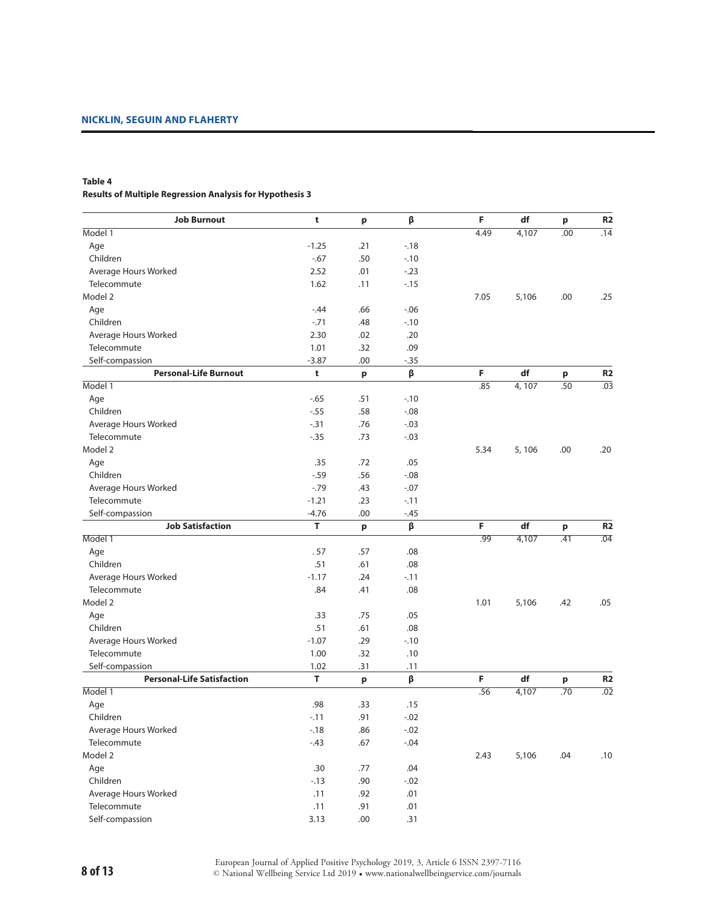**Table 4**
**Results of Multiple Regression Analysis for Hypothesis 3**

| Job Burnout | t | p | β | F | df | p | R2 |
|---|---|---|---|---|---|---|---|
| Model 1 | | | | 4.49 | 4,107 | .00 | .14 |
| Age | -1.25 | .21 | -.18 | | | | |
| Children | -.67 | .50 | -.10 | | | | |
| Average Hours Worked | 2.52 | .01 | -.23 | | | | |
| Telecommute | 1.62 | .11 | -.15 | | | | |
| Model 2 | | | | 7.05 | 5,106 | .00 | .25 |
| Age | -.44 | .66 | -.06 | | | | |
| Children | -.71 | .48 | -.10 | | | | |
| Average Hours Worked | 2.30 | .02 | .20 | | | | |
| Telecommute | 1.01 | .32 | .09 | | | | |
| Self-compassion | -3.87 | .00 | -.35 | | | | |
| **Personal-Life Burnout** | **t** | **p** | **β** | **F** | **df** | **p** | **R2** |
| Model 1 | | | | .85 | 4, 107 | .50 | .03 |
| Age | -.65 | .51 | -.10 | | | | |
| Children | -.55 | .58 | -.08 | | | | |
| Average Hours Worked | -.31 | .76 | -.03 | | | | |
| Telecommute | -.35 | .73 | -.03 | | | | |
| Model 2 | | | | 5.34 | 5, 106 | .00 | .20 |
| Age | .35 | .72 | .05 | | | | |
| Children | -.59 | .56 | -.08 | | | | |
| Average Hours Worked | -.79 | .43 | -.07 | | | | |
| Telecommute | -1.21 | .23 | -.11 | | | | |
| Self-compassion | -4.76 | .00 | -.45 | | | | |
| **Job Satisfaction** | **T** | **p** | **β** | **F** | **df** | **p** | **R2** |
| Model 1 | | | | .99 | 4,107 | .41 | .04 |
| Age | . 57 | .57 | .08 | | | | |
| Children | .51 | .61 | .08 | | | | |
| Average Hours Worked | -1.17 | .24 | -.11 | | | | |
| Telecommute | .84 | .41 | .08 | | | | |
| Model 2 | | | | 1.01 | 5,106 | .42 | .05 |
| Age | .33 | .75 | .05 | | | | |
| Children | .51 | .61 | .08 | | | | |
| Average Hours Worked | -1.07 | .29 | -.10 | | | | |
| Telecommute | 1.00 | .32 | .10 | | | | |
| Self-compassion | 1.02 | .31 | .11 | | | | |
| **Personal-Life Satisfaction** | **T** | **p** | **β** | **F** | **df** | **p** | **R2** |
| Model 1 | | | | .56 | 4,107 | .70 | .02 |
| Age | .98 | .33 | .15 | | | | |
| Children | -.11 | .91 | -.02 | | | | |
| Average Hours Worked | -.18 | .86 | -.02 | | | | |
| Telecommute | -.43 | .67 | -.04 | | | | |
| Model 2 | | | | 2.43 | 5,106 | .04 | .10 |
| Age | .30 | .77 | .04 | | | | |
| Children | -.13 | .90 | -.02 | | | | |
| Average Hours Worked | .11 | .92 | .01 | | | | |
| Telecommute | .11 | .91 | .01 | | | | |
| Self-compassion | 3.13 | .00 | .31 | | | | |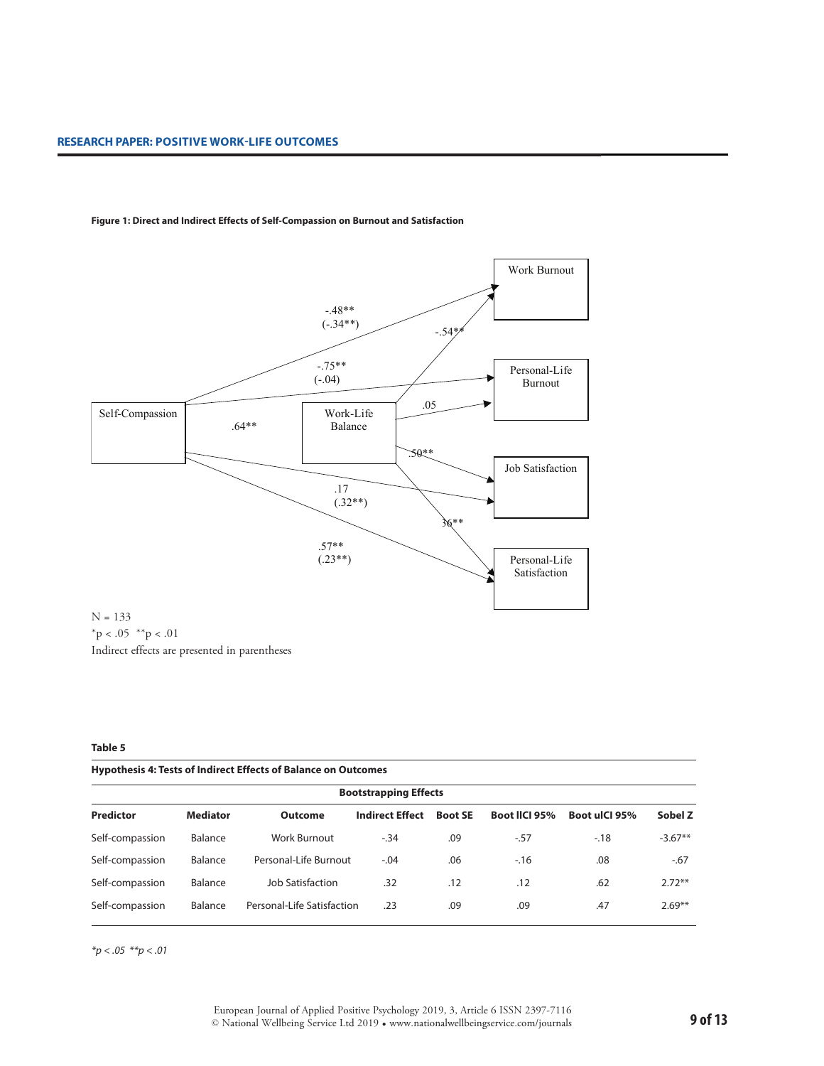**Figure 1: Direct and Indirect Effects of Self-Compassion on Burnout and Satisfaction**

Self-Compassion → Work Burnout: -.48** (-.34**)

Self-Compassion → Personal-Life Burnout: -.75** (-.04)

Self-Compassion → Work-Life Balance: .64**

Work-Life Balance → Work Burnout: -.54**

Work-Life Balance → Personal-Life Burnout: .05

Work-Life Balance → Job Satisfaction: .50**

Work-Life Balance → Personal-Life Satisfaction: .36**

Self-Compassion → Job Satisfaction: .17 (.32**)

Self-Compassion → Personal-Life Satisfaction: .57** (.23**)

N = 133

*p < .05 **p < .01

Indirect effects are presented in parentheses

**Table 5**

**Hypothesis 4: Tests of Indirect Effects of Balance on Outcomes**

| | | | **Bootstrapping Effects** | | | | |
|---|---|---|---|---|---|---|---|
| **Predictor** | **Mediator** | **Outcome** | **Indirect Effect** | **Boot SE** | **Boot llCI 95%** | **Boot ulCI 95%** | **Sobel Z** |
| Self-compassion | Balance | Work Burnout | -.34 | .09 | -.57 | -.18 | -3.67** |
| Self-compassion | Balance | Personal-Life Burnout | -.04 | .06 | -.16 | .08 | -.67 |
| Self-compassion | Balance | Job Satisfaction | .32 | .12 | .12 | .62 | 2.72** |
| Self-compassion | Balance | Personal-Life Satisfaction | .23 | .09 | .09 | .47 | 2.69** |

*\*p < .05 \*\*p < .01*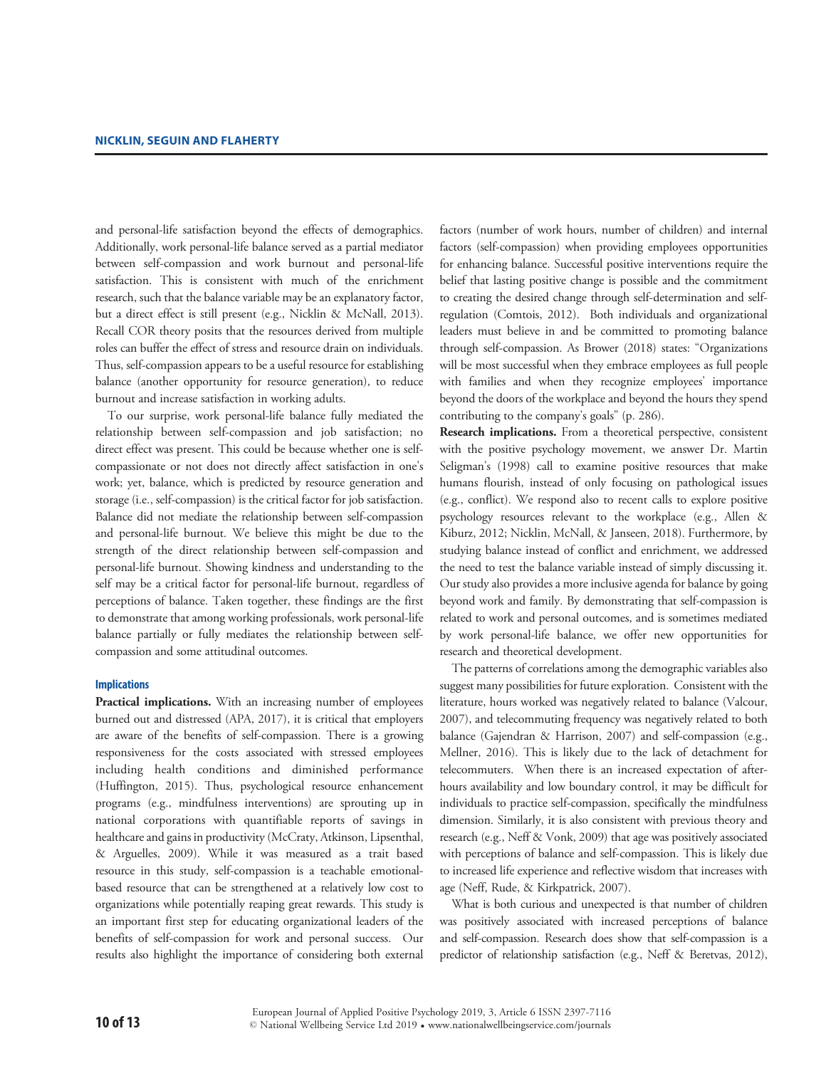and personal-life satisfaction beyond the effects of demographics. Additionally, work personal-life balance served as a partial mediator between self-compassion and work burnout and personal-life satisfaction. This is consistent with much of the enrichment research, such that the balance variable may be an explanatory factor, but a direct effect is still present (e.g., Nicklin & McNall, 2013). Recall COR theory posits that the resources derived from multiple roles can buffer the effect of stress and resource drain on individuals. Thus, self-compassion appears to be a useful resource for establishing balance (another opportunity for resource generation), to reduce burnout and increase satisfaction in working adults.

To our surprise, work personal-life balance fully mediated the relationship between self-compassion and job satisfaction; no direct effect was present. This could be because whether one is self-compassionate or not does not directly affect satisfaction in one's work; yet, balance, which is predicted by resource generation and storage (i.e., self-compassion) is the critical factor for job satisfaction. Balance did not mediate the relationship between self-compassion and personal-life burnout. We believe this might be due to the strength of the direct relationship between self-compassion and personal-life burnout. Showing kindness and understanding to the self may be a critical factor for personal-life burnout, regardless of perceptions of balance. Taken together, these findings are the first to demonstrate that among working professionals, work personal-life balance partially or fully mediates the relationship between self-compassion and some attitudinal outcomes.

### Implications

**Practical implications.** With an increasing number of employees burned out and distressed (APA, 2017), it is critical that employers are aware of the benefits of self-compassion. There is a growing responsiveness for the costs associated with stressed employees including health conditions and diminished performance (Huffington, 2015). Thus, psychological resource enhancement programs (e.g., mindfulness interventions) are sprouting up in national corporations with quantifiable reports of savings in healthcare and gains in productivity (McCraty, Atkinson, Lipsenthal, & Arguelles, 2009). While it was measured as a trait based resource in this study, self-compassion is a teachable emotional-based resource that can be strengthened at a relatively low cost to organizations while potentially reaping great rewards. This study is an important first step for educating organizational leaders of the benefits of self-compassion for work and personal success. Our results also highlight the importance of considering both external factors (number of work hours, number of children) and internal factors (self-compassion) when providing employees opportunities for enhancing balance. Successful positive interventions require the belief that lasting positive change is possible and the commitment to creating the desired change through self-determination and self-regulation (Comtois, 2012). Both individuals and organizational leaders must believe in and be committed to promoting balance through self-compassion. As Brower (2018) states: "Organizations will be most successful when they embrace employees as full people with families and when they recognize employees' importance beyond the doors of the workplace and beyond the hours they spend contributing to the company's goals" (p. 286).

**Research implications.** From a theoretical perspective, consistent with the positive psychology movement, we answer Dr. Martin Seligman's (1998) call to examine positive resources that make humans flourish, instead of only focusing on pathological issues (e.g., conflict). We respond also to recent calls to explore positive psychology resources relevant to the workplace (e.g., Allen & Kiburz, 2012; Nicklin, McNall, & Janseen, 2018). Furthermore, by studying balance instead of conflict and enrichment, we addressed the need to test the balance variable instead of simply discussing it. Our study also provides a more inclusive agenda for balance by going beyond work and family. By demonstrating that self-compassion is related to work and personal outcomes, and is sometimes mediated by work personal-life balance, we offer new opportunities for research and theoretical development.

The patterns of correlations among the demographic variables also suggest many possibilities for future exploration. Consistent with the literature, hours worked was negatively related to balance (Valcour, 2007), and telecommuting frequency was negatively related to both balance (Gajendran & Harrison, 2007) and self-compassion (e.g., Mellner, 2016). This is likely due to the lack of detachment for telecommuters. When there is an increased expectation of after-hours availability and low boundary control, it may be difficult for individuals to practice self-compassion, specifically the mindfulness dimension. Similarly, it is also consistent with previous theory and research (e.g., Neff & Vonk, 2009) that age was positively associated with perceptions of balance and self-compassion. This is likely due to increased life experience and reflective wisdom that increases with age (Neff, Rude, & Kirkpatrick, 2007).

What is both curious and unexpected is that number of children was positively associated with increased perceptions of balance and self-compassion. Research does show that self-compassion is a predictor of relationship satisfaction (e.g., Neff & Beretvas, 2012),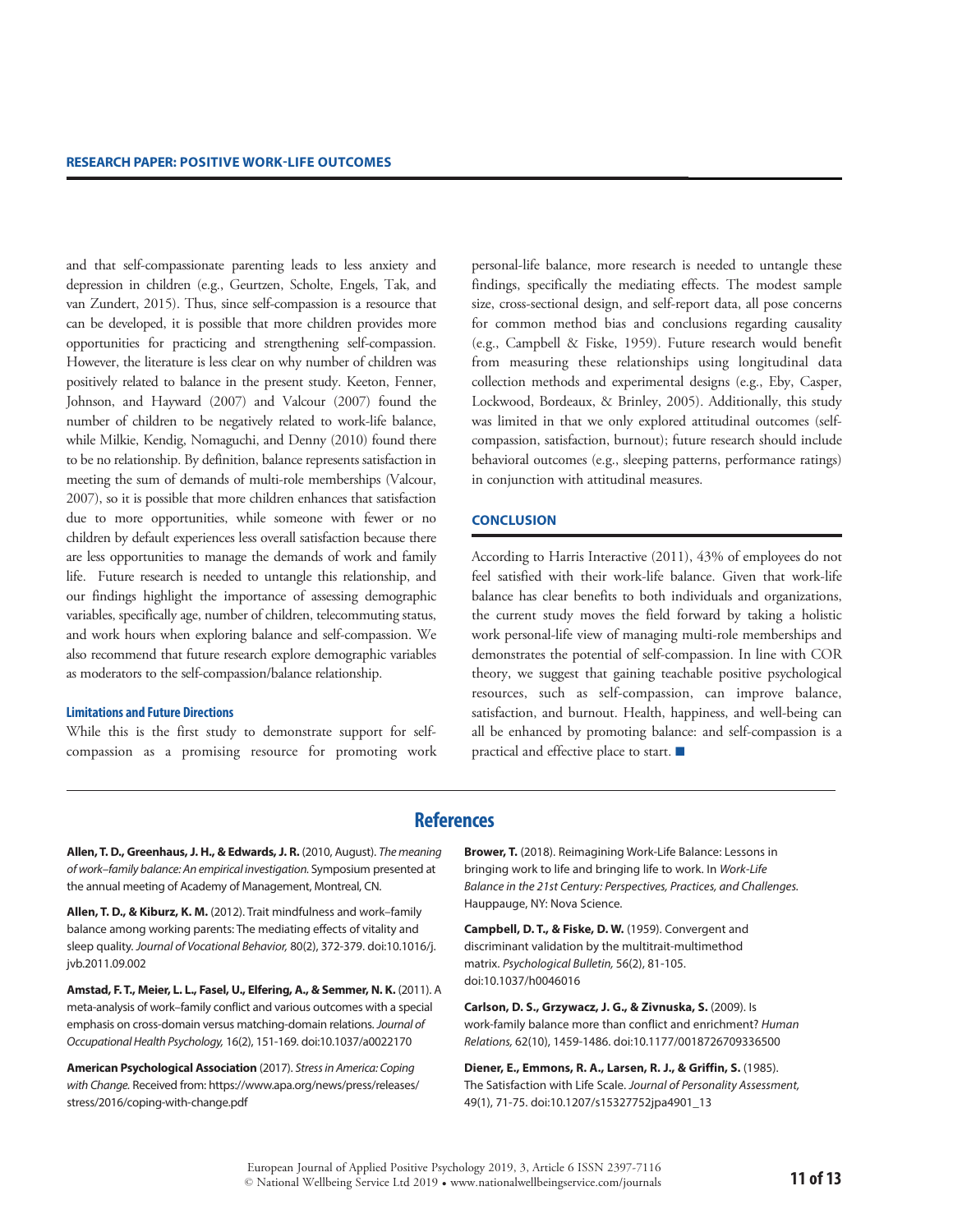and that self-compassionate parenting leads to less anxiety and depression in children (e.g., Geurtzen, Scholte, Engels, Tak, and van Zundert, 2015). Thus, since self-compassion is a resource that can be developed, it is possible that more children provides more opportunities for practicing and strengthening self-compassion. However, the literature is less clear on why number of children was positively related to balance in the present study. Keeton, Fenner, Johnson, and Hayward (2007) and Valcour (2007) found the number of children to be negatively related to work-life balance, while Milkie, Kendig, Nomaguchi, and Denny (2010) found there to be no relationship. By definition, balance represents satisfaction in meeting the sum of demands of multi-role memberships (Valcour, 2007), so it is possible that more children enhances that satisfaction due to more opportunities, while someone with fewer or no children by default experiences less overall satisfaction because there are less opportunities to manage the demands of work and family life. Future research is needed to untangle this relationship, and our findings highlight the importance of assessing demographic variables, specifically age, number of children, telecommuting status, and work hours when exploring balance and self-compassion. We also recommend that future research explore demographic variables as moderators to the self-compassion/balance relationship.

### Limitations and Future Directions

While this is the first study to demonstrate support for self-compassion as a promising resource for promoting work personal-life balance, more research is needed to untangle these findings, specifically the mediating effects. The modest sample size, cross-sectional design, and self-report data, all pose concerns for common method bias and conclusions regarding causality (e.g., Campbell & Fiske, 1959). Future research would benefit from measuring these relationships using longitudinal data collection methods and experimental designs (e.g., Eby, Casper, Lockwood, Bordeaux, & Brinley, 2005). Additionally, this study was limited in that we only explored attitudinal outcomes (self-compassion, satisfaction, burnout); future research should include behavioral outcomes (e.g., sleeping patterns, performance ratings) in conjunction with attitudinal measures.

## CONCLUSION

According to Harris Interactive (2011), 43% of employees do not feel satisfied with their work-life balance. Given that work-life balance has clear benefits to both individuals and organizations, the current study moves the field forward by taking a holistic work personal-life view of managing multi-role memberships and demonstrates the potential of self-compassion. In line with COR theory, we suggest that gaining teachable positive psychological resources, such as self-compassion, can improve balance, satisfaction, and burnout. Health, happiness, and well-being can all be enhanced by promoting balance: and self-compassion is a practical and effective place to start. ■

## References

**Allen, T. D., Greenhaus, J. H., & Edwards, J. R.** (2010, August). *The meaning of work–family balance: An empirical investigation.* Symposium presented at the annual meeting of Academy of Management, Montreal, CN.

**Allen, T. D., & Kiburz, K. M.** (2012). Trait mindfulness and work–family balance among working parents: The mediating effects of vitality and sleep quality. *Journal of Vocational Behavior,* 80(2), 372-379. doi:10.1016/j.jvb.2011.09.002

**Amstad, F. T., Meier, L. L., Fasel, U., Elfering, A., & Semmer, N. K.** (2011). A meta-analysis of work–family conflict and various outcomes with a special emphasis on cross-domain versus matching-domain relations. *Journal of Occupational Health Psychology,* 16(2), 151-169. doi:10.1037/a0022170

**American Psychological Association** (2017). *Stress in America: Coping with Change.* Received from: https://www.apa.org/news/press/releases/stress/2016/coping-with-change.pdf

**Brower, T.** (2018). Reimagining Work-Life Balance: Lessons in bringing work to life and bringing life to work. In *Work-Life Balance in the 21st Century: Perspectives, Practices, and Challenges.* Hauppauge, NY: Nova Science.

**Campbell, D. T., & Fiske, D. W.** (1959). Convergent and discriminant validation by the multitrait-multimethod matrix. *Psychological Bulletin,* 56(2), 81-105. doi:10.1037/h0046016

**Carlson, D. S., Grzywacz, J. G., & Zivnuska, S.** (2009). Is work-family balance more than conflict and enrichment? *Human Relations,* 62(10), 1459-1486. doi:10.1177/0018726709336500

**Diener, E., Emmons, R. A., Larsen, R. J., & Griffin, S.** (1985). The Satisfaction with Life Scale. *Journal of Personality Assessment,* 49(1), 71-75. doi:10.1207/s15327752jpa4901_13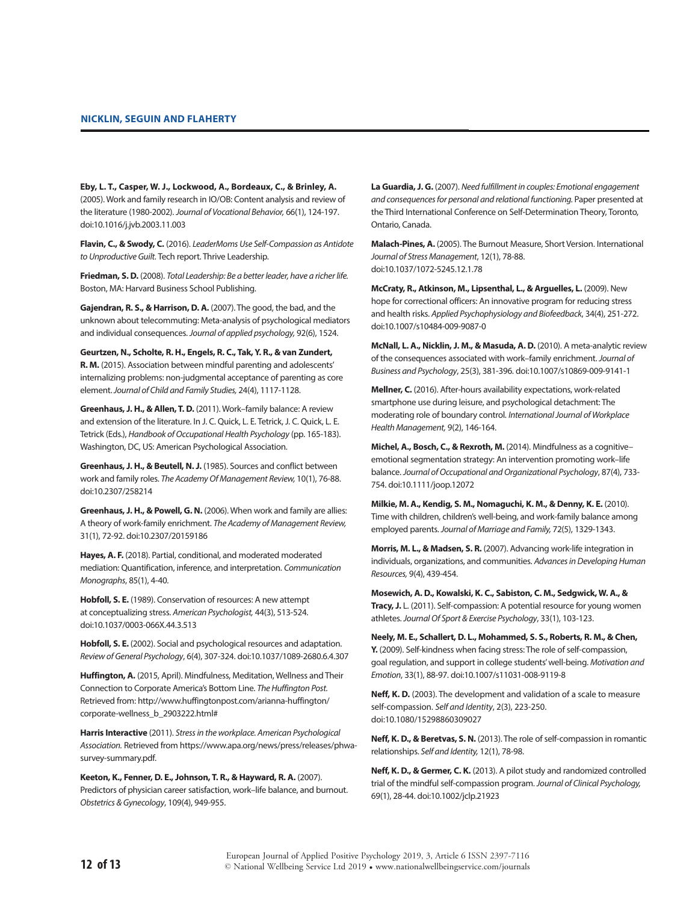**Eby, L. T., Casper, W. J., Lockwood, A., Bordeaux, C., & Brinley, A.** (2005). Work and family research in IO/OB: Content analysis and review of the literature (1980-2002). *Journal of Vocational Behavior,* 66(1), 124-197. doi:10.1016/j.jvb.2003.11.003

**Flavin, C., & Swody, C.** (2016). *LeaderMoms Use Self-Compassion as Antidote to Unproductive Guilt.* Tech report. Thrive Leadership.

**Friedman, S. D.** (2008). *Total Leadership: Be a better leader, have a richer life.* Boston, MA: Harvard Business School Publishing.

**Gajendran, R. S., & Harrison, D. A.** (2007). The good, the bad, and the unknown about telecommuting: Meta-analysis of psychological mediators and individual consequences. *Journal of applied psychology,* 92(6), 1524.

**Geurtzen, N., Scholte, R. H., Engels, R. C., Tak, Y. R., & van Zundert, R. M.** (2015). Association between mindful parenting and adolescents' internalizing problems: non-judgmental acceptance of parenting as core element. *Journal of Child and Family Studies,* 24(4), 1117-1128.

**Greenhaus, J. H., & Allen, T. D.** (2011). Work–family balance: A review and extension of the literature. In J. C. Quick, L. E. Tetrick, J. C. Quick, L. E. Tetrick (Eds.), *Handbook of Occupational Health Psychology* (pp. 165-183). Washington, DC, US: American Psychological Association.

**Greenhaus, J. H., & Beutell, N. J.** (1985). Sources and conflict between work and family roles. *The Academy Of Management Review,* 10(1), 76-88. doi:10.2307/258214

**Greenhaus, J. H., & Powell, G. N.** (2006). When work and family are allies: A theory of work-family enrichment. *The Academy of Management Review,* 31(1), 72-92. doi:10.2307/20159186

**Hayes, A. F.** (2018). Partial, conditional, and moderated moderated mediation: Quantification, inference, and interpretation. *Communication Monographs*, 85(1), 4-40.

**Hobfoll, S. E.** (1989). Conservation of resources: A new attempt at conceptualizing stress. *American Psychologist,* 44(3), 513-524. doi:10.1037/0003-066X.44.3.513

**Hobfoll, S. E.** (2002). Social and psychological resources and adaptation. *Review of General Psychology*, 6(4), 307-324. doi:10.1037/1089-2680.6.4.307

**Huffington, A.** (2015, April). Mindfulness, Meditation, Wellness and Their Connection to Corporate America's Bottom Line. *The Huffington Post.* Retrieved from: http://www.huffingtonpost.com/arianna-huffington/corporate-wellness_b_2903222.html#

**Harris Interactive** (2011). *Stress in the workplace. American Psychological Association.* Retrieved from https://www.apa.org/news/press/releases/phwa-survey-summary.pdf.

**Keeton, K., Fenner, D. E., Johnson, T. R., & Hayward, R. A.** (2007). Predictors of physician career satisfaction, work–life balance, and burnout. *Obstetrics & Gynecology*, 109(4), 949-955.

**La Guardia, J. G.** (2007). *Need fulfillment in couples: Emotional engagement and consequences for personal and relational functioning.* Paper presented at the Third International Conference on Self-Determination Theory, Toronto, Ontario, Canada.

**Malach-Pines, A.** (2005). The Burnout Measure, Short Version. International *Journal of Stress Management*, 12(1), 78-88. doi:10.1037/1072-5245.12.1.78

**McCraty, R., Atkinson, M., Lipsenthal, L., & Arguelles, L.** (2009). New hope for correctional officers: An innovative program for reducing stress and health risks. *Applied Psychophysiology and Biofeedback*, 34(4), 251-272. doi:10.1007/s10484-009-9087-0

**McNall, L. A., Nicklin, J. M., & Masuda, A. D.** (2010). A meta-analytic review of the consequences associated with work–family enrichment. *Journal of Business and Psychology*, 25(3), 381-396. doi:10.1007/s10869-009-9141-1

**Mellner, C.** (2016). After-hours availability expectations, work-related smartphone use during leisure, and psychological detachment: The moderating role of boundary control. *International Journal of Workplace Health Management,* 9(2), 146-164.

**Michel, A., Bosch, C., & Rexroth, M.** (2014). Mindfulness as a cognitive–emotional segmentation strategy: An intervention promoting work–life balance. *Journal of Occupational and Organizational Psychology*, 87(4), 733-754. doi:10.1111/joop.12072

**Milkie, M. A., Kendig, S. M., Nomaguchi, K. M., & Denny, K. E.** (2010). Time with children, children's well-being, and work-family balance among employed parents. *Journal of Marriage and Family,* 72(5), 1329-1343.

**Morris, M. L., & Madsen, S. R.** (2007). Advancing work-life integration in individuals, organizations, and communities. *Advances in Developing Human Resources,* 9(4), 439-454.

**Mosewich, A. D., Kowalski, K. C., Sabiston, C. M., Sedgwick, W. A., & Tracy, J.** L. (2011). Self-compassion: A potential resource for young women athletes. *Journal Of Sport & Exercise Psychology*, 33(1), 103-123.

**Neely, M. E., Schallert, D. L., Mohammed, S. S., Roberts, R. M., & Chen, Y.** (2009). Self-kindness when facing stress: The role of self-compassion, goal regulation, and support in college students' well-being. *Motivation and Emotion*, 33(1), 88-97. doi:10.1007/s11031-008-9119-8

**Neff, K. D.** (2003). The development and validation of a scale to measure self-compassion. *Self and Identity*, 2(3), 223-250. doi:10.1080/15298860309027

**Neff, K. D., & Beretvas, S. N.** (2013). The role of self-compassion in romantic relationships. *Self and Identity,* 12(1), 78-98.

**Neff, K. D., & Germer, C. K.** (2013). A pilot study and randomized controlled trial of the mindful self-compassion program. *Journal of Clinical Psychology,* 69(1), 28-44. doi:10.1002/jclp.21923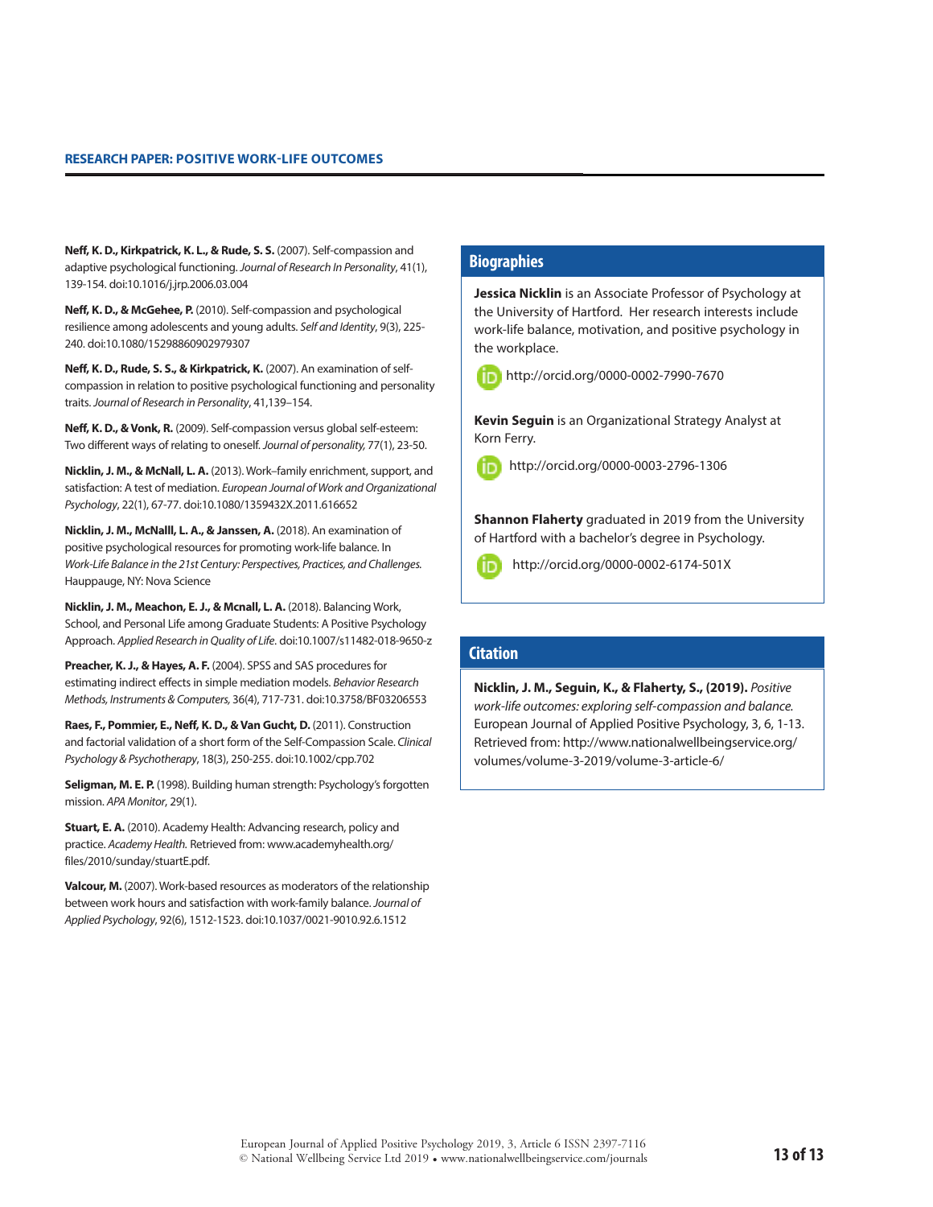**Neff, K. D., Kirkpatrick, K. L., & Rude, S. S.** (2007). Self-compassion and adaptive psychological functioning. *Journal of Research In Personality*, 41(1), 139-154. doi:10.1016/j.jrp.2006.03.004

**Neff, K. D., & McGehee, P.** (2010). Self-compassion and psychological resilience among adolescents and young adults. *Self and Identity*, 9(3), 225-240. doi:10.1080/15298860902979307

**Neff, K. D., Rude, S. S., & Kirkpatrick, K.** (2007). An examination of self-compassion in relation to positive psychological functioning and personality traits. *Journal of Research in Personality*, 41,139–154.

**Neff, K. D., & Vonk, R.** (2009). Self-compassion versus global self-esteem: Two different ways of relating to oneself. *Journal of personality,* 77(1), 23-50.

**Nicklin, J. M., & McNall, L. A.** (2013). Work–family enrichment, support, and satisfaction: A test of mediation. *European Journal of Work and Organizational Psychology*, 22(1), 67-77. doi:10.1080/1359432X.2011.616652

**Nicklin, J. M., McNalll, L. A., & Janssen, A.** (2018). An examination of positive psychological resources for promoting work-life balance. In *Work-Life Balance in the 21st Century: Perspectives, Practices, and Challenges.* Hauppauge, NY: Nova Science

**Nicklin, J. M., Meachon, E. J., & Mcnall, L. A.** (2018). Balancing Work, School, and Personal Life among Graduate Students: A Positive Psychology Approach. *Applied Research in Quality of Life*. doi:10.1007/s11482-018-9650-z

**Preacher, K. J., & Hayes, A. F.** (2004). SPSS and SAS procedures for estimating indirect effects in simple mediation models. *Behavior Research Methods, Instruments & Computers,* 36(4), 717-731. doi:10.3758/BF03206553

**Raes, F., Pommier, E., Neff, K. D., & Van Gucht, D.** (2011). Construction and factorial validation of a short form of the Self-Compassion Scale. *Clinical Psychology & Psychotherapy*, 18(3), 250-255. doi:10.1002/cpp.702

**Seligman, M. E. P.** (1998). Building human strength: Psychology's forgotten mission. *APA Monitor*, 29(1).

**Stuart, E. A.** (2010). Academy Health: Advancing research, policy and practice. *Academy Health.* Retrieved from: www.academyhealth.org/files/2010/sunday/stuartE.pdf.

**Valcour, M.** (2007). Work-based resources as moderators of the relationship between work hours and satisfaction with work-family balance. *Journal of Applied Psychology*, 92(6), 1512-1523. doi:10.1037/0021-9010.92.6.1512

## Biographies

**Jessica Nicklin** is an Associate Professor of Psychology at the University of Hartford. Her research interests include work-life balance, motivation, and positive psychology in the workplace.

http://orcid.org/0000-0002-7990-7670

**Kevin Seguin** is an Organizational Strategy Analyst at Korn Ferry.

http://orcid.org/0000-0003-2796-1306

**Shannon Flaherty** graduated in 2019 from the University of Hartford with a bachelor's degree in Psychology.

http://orcid.org/0000-0002-6174-501X

## Citation

**Nicklin, J. M., Seguin, K., & Flaherty, S., (2019).** *Positive work-life outcomes: exploring self-compassion and balance.* European Journal of Applied Positive Psychology, 3, 6, 1-13. Retrieved from: http://www.nationalwellbeingservice.org/volumes/volume-3-2019/volume-3-article-6/